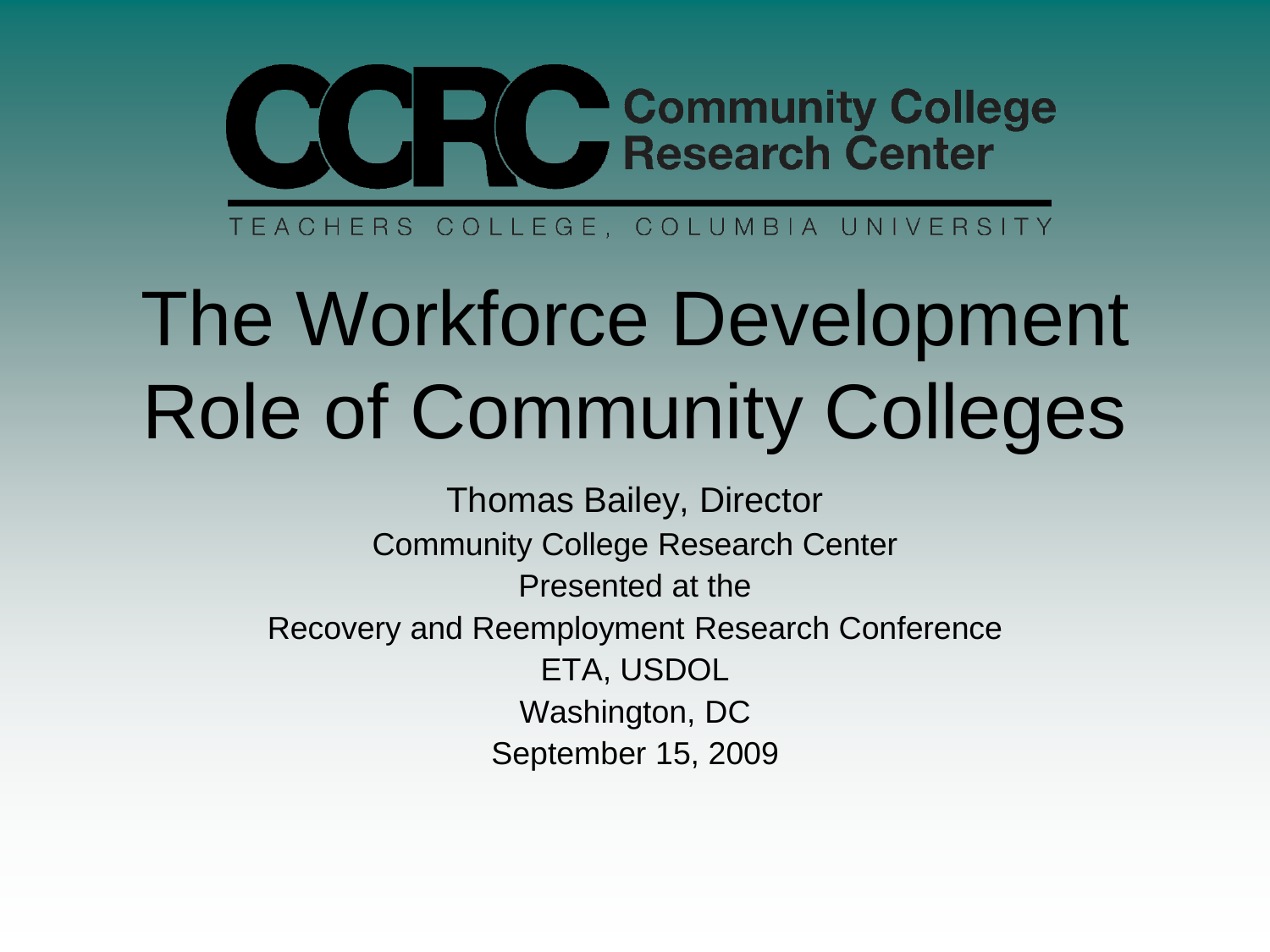CCRC Community College Research Center

TEACHERS COLLEGE, COLUMBIA UNIVERSITY

# The Workforce Development Role of Community Colleges

Thomas Bailey, Director

Community College Research Center

Presented at the

Recovery and Reemployment Research Conference

ETA, USDOL

Washington, DC

September 15, 2009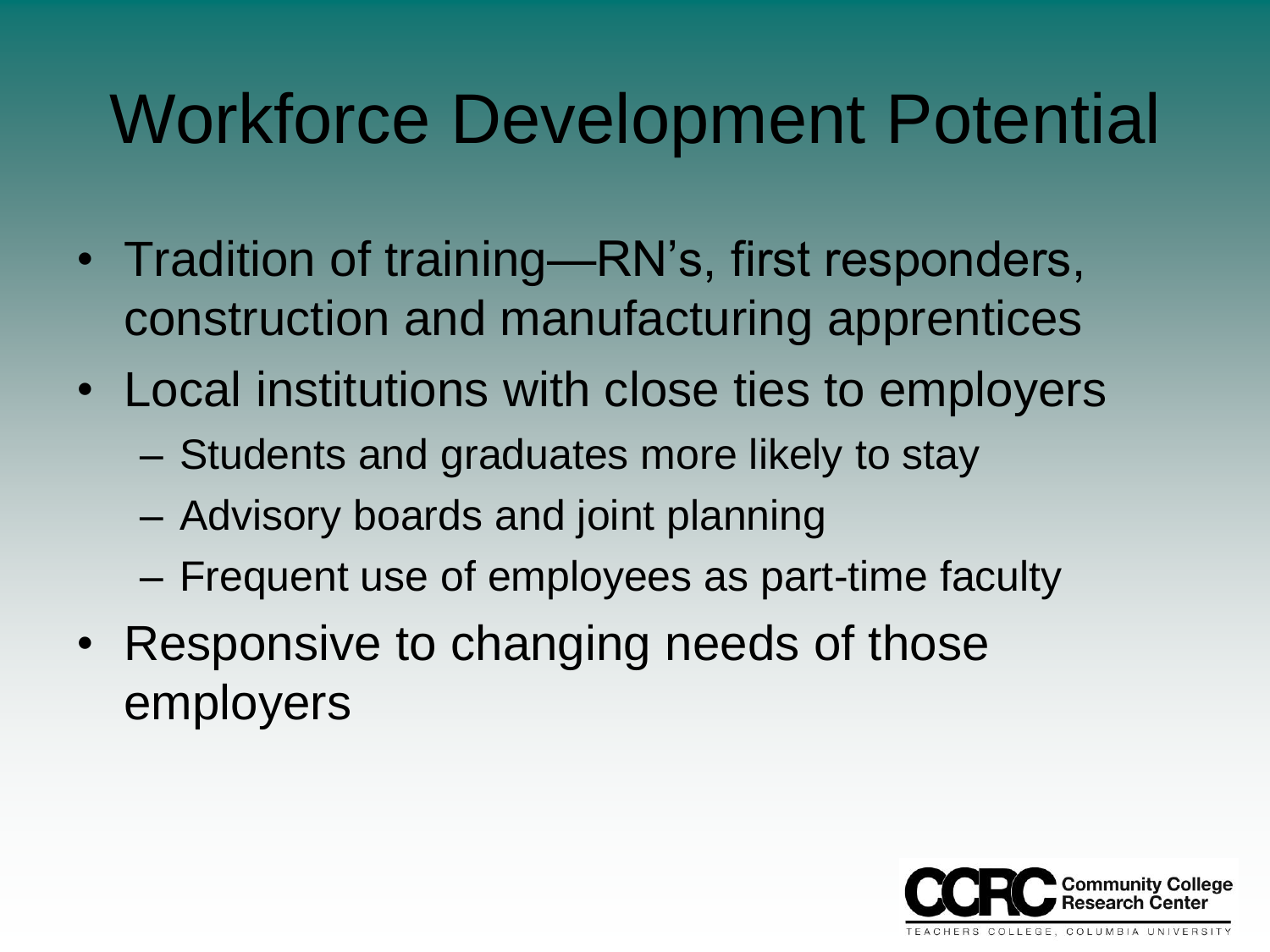# Workforce Development Potential

- Tradition of training—RN's, first responders, construction and manufacturing apprentices
- Local institutions with close ties to employers
  - Students and graduates more likely to stay
  - Advisory boards and joint planning
  - Frequent use of employees as part-time faculty
- Responsive to changing needs of those employers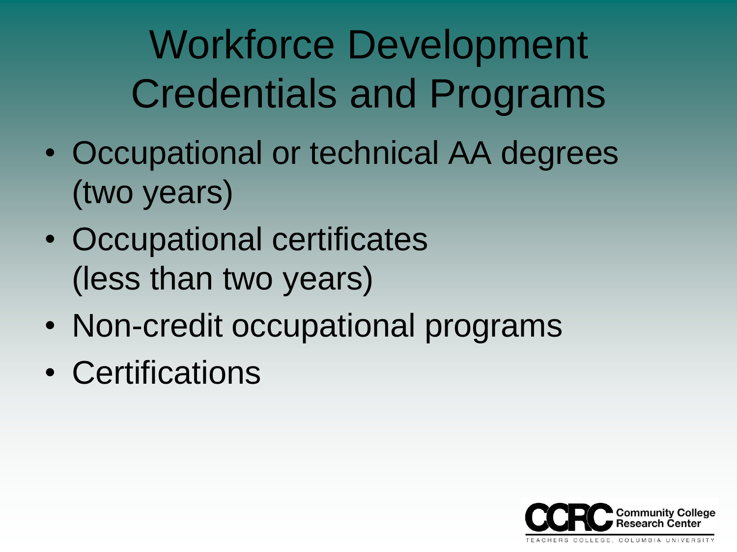# Workforce Development Credentials and Programs

- Occupational or technical AA degrees (two years)
- Occupational certificates (less than two years)
- Non-credit occupational programs
- Certifications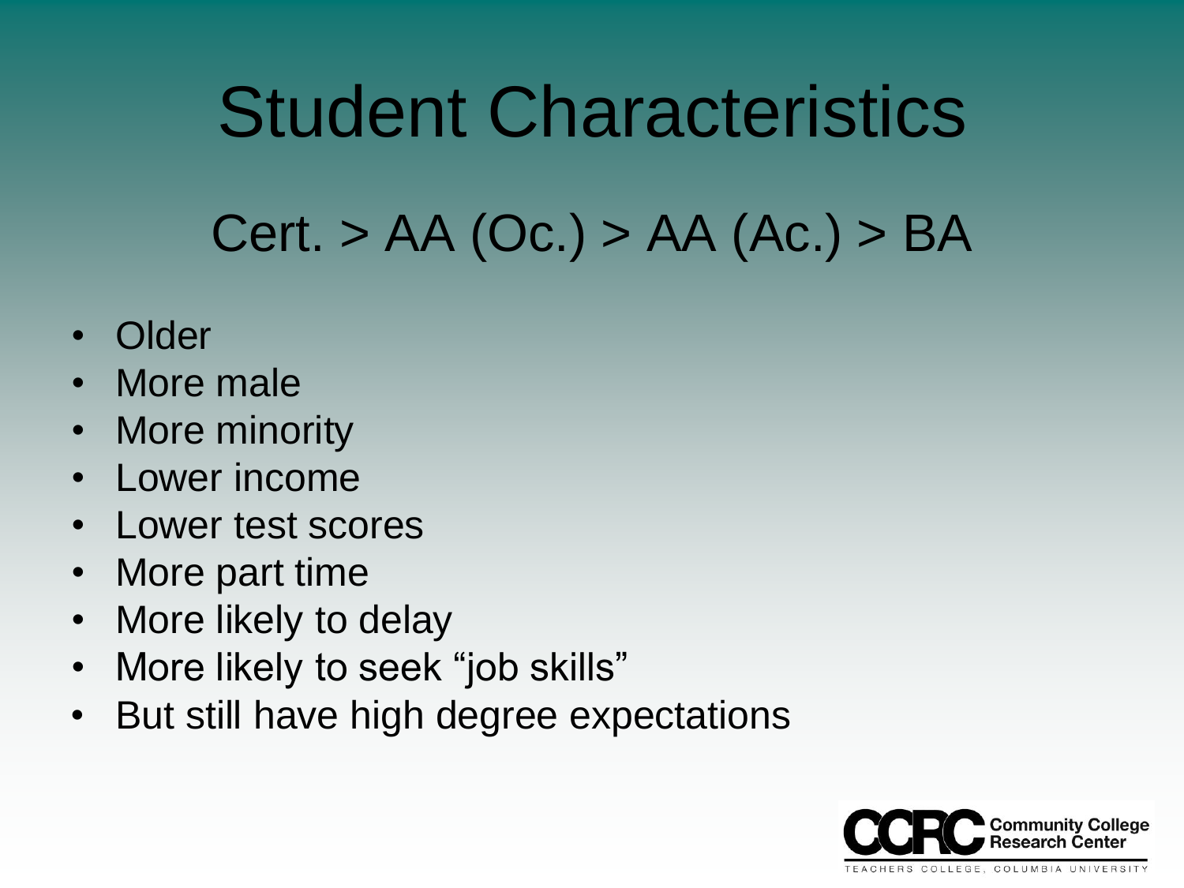# Student Characteristics

## Cert. > AA (Oc.) > AA (Ac.) > BA

- Older
- More male
- More minority
- Lower income
- Lower test scores
- More part time
- More likely to delay
- More likely to seek "job skills"
- But still have high degree expectations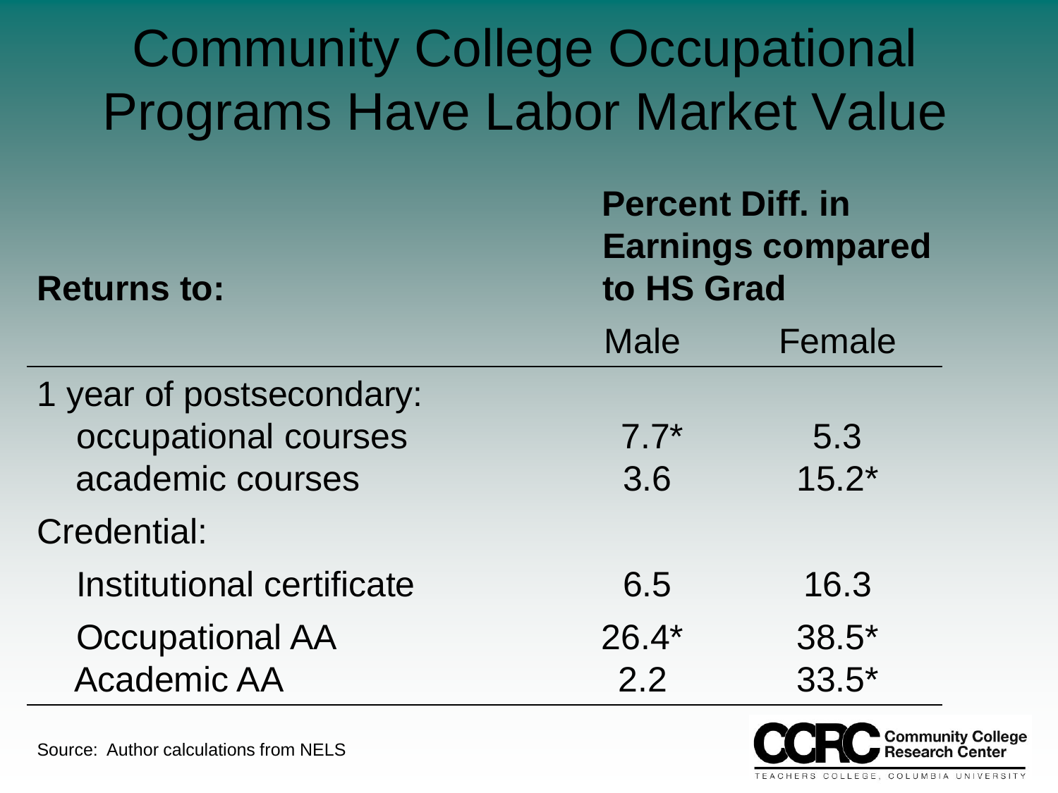# Community College Occupational Programs Have Labor Market Value

| Returns to: | Percent Diff. in Earnings compared to HS Grad | |
|---|---|---|
| | Male | Female |
| 1 year of postsecondary: | | |
| occupational courses | 7.7* | 5.3 |
| academic courses | 3.6 | 15.2* |
| Credential: | | |
| Institutional certificate | 6.5 | 16.3 |
| Occupational AA | 26.4* | 38.5* |
| Academic AA | 2.2 | 33.5* |

Source: Author calculations from NELS

CCRC Community College Research Center
TEACHERS COLLEGE, COLUMBIA UNIVERSITY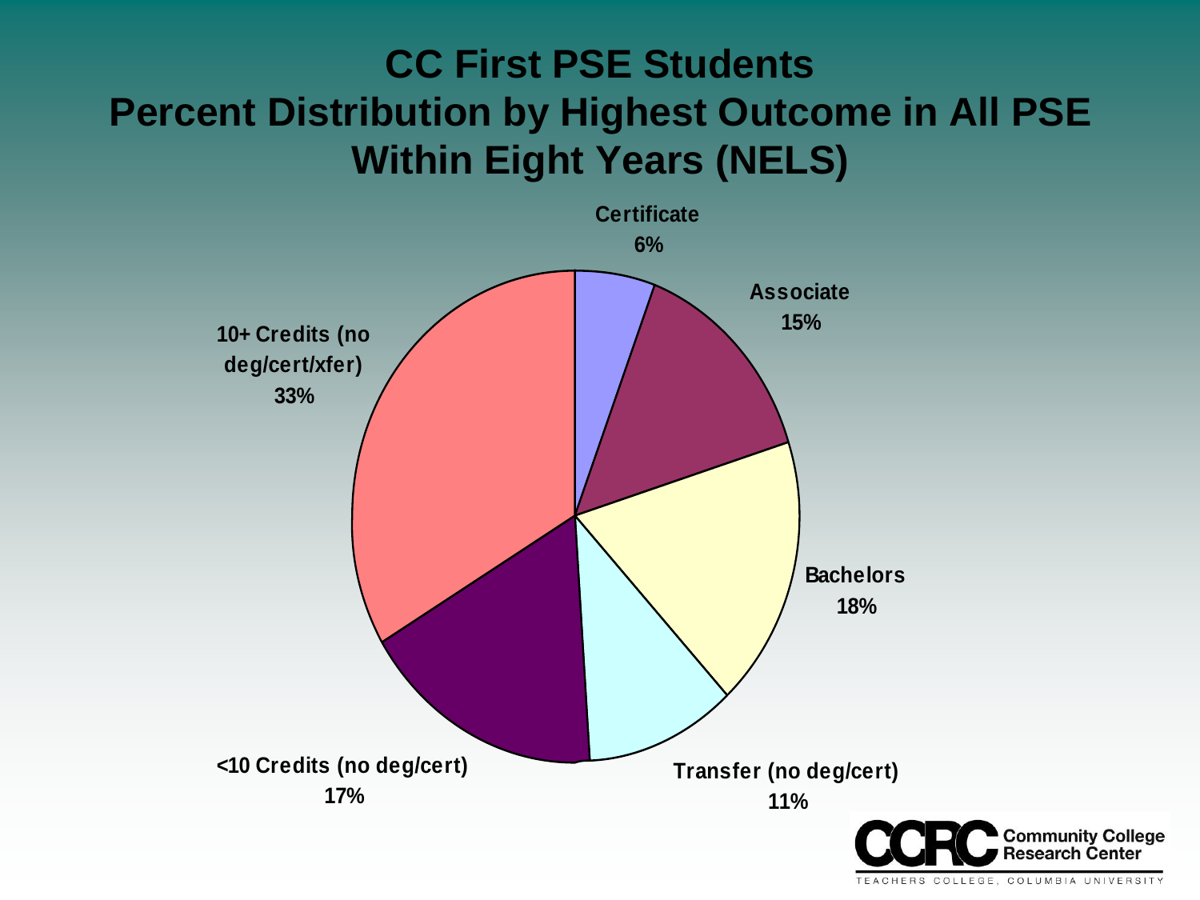# CC First PSE Students
# Percent Distribution by Highest Outcome in All PSE Within Eight Years (NELS)

| Outcome | Percent |
| --- | --- |
| Certificate | 6% |
| Associate | 15% |
| Bachelors | 18% |
| Transfer (no deg/cert) | 11% |
| <10 Credits (no deg/cert) | 17% |
| 10+ Credits (no deg/cert/xfer) | 33% |

CCRC Community College Research Center
TEACHERS COLLEGE, COLUMBIA UNIVERSITY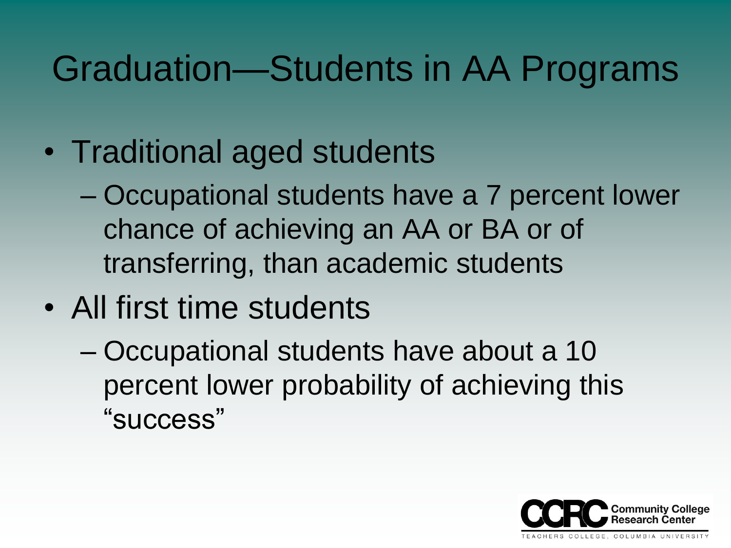# Graduation—Students in AA Programs

- Traditional aged students
  - Occupational students have a 7 percent lower chance of achieving an AA or BA or of transferring, than academic students
- All first time students
  - Occupational students have about a 10 percent lower probability of achieving this "success"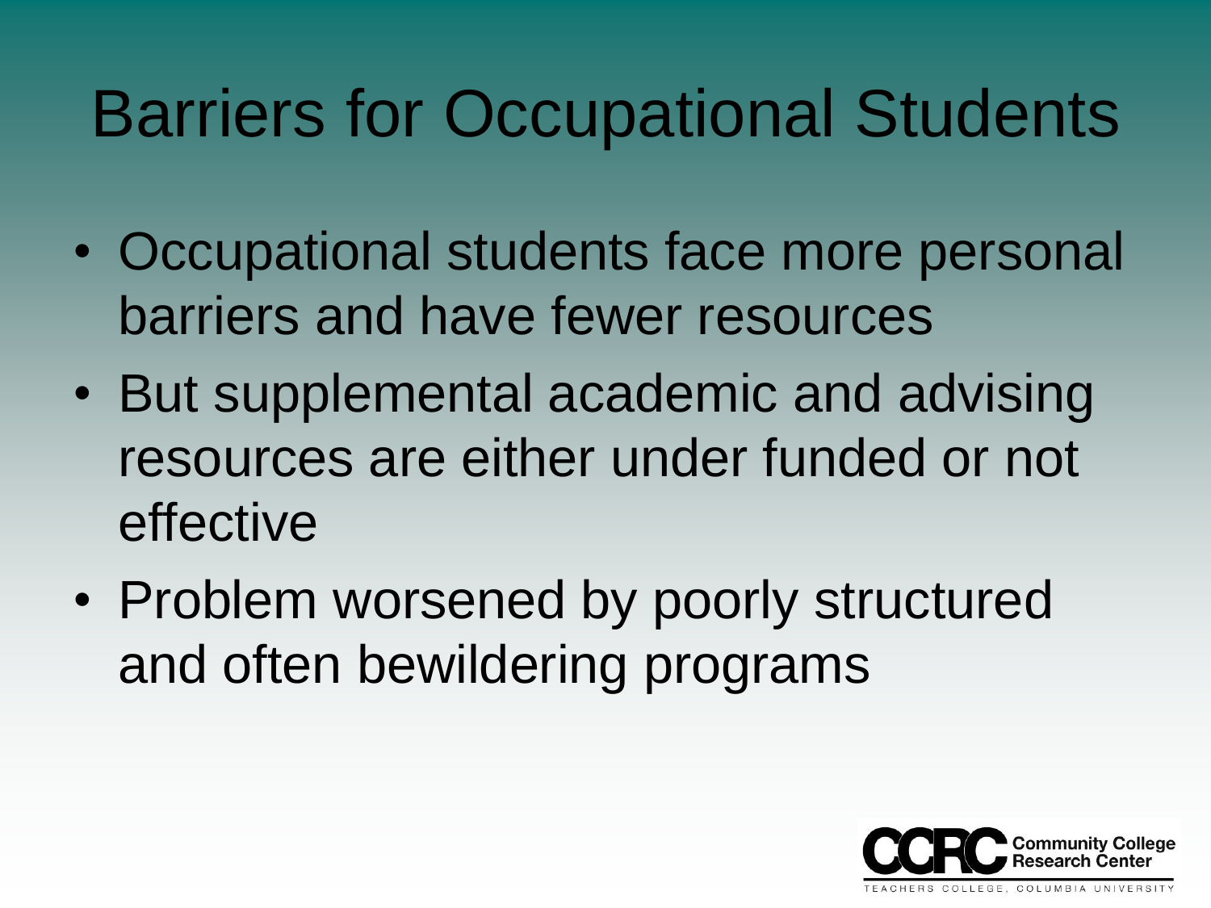# Barriers for Occupational Students

- Occupational students face more personal barriers and have fewer resources
- But supplemental academic and advising resources are either under funded or not effective
- Problem worsened by poorly structured and often bewildering programs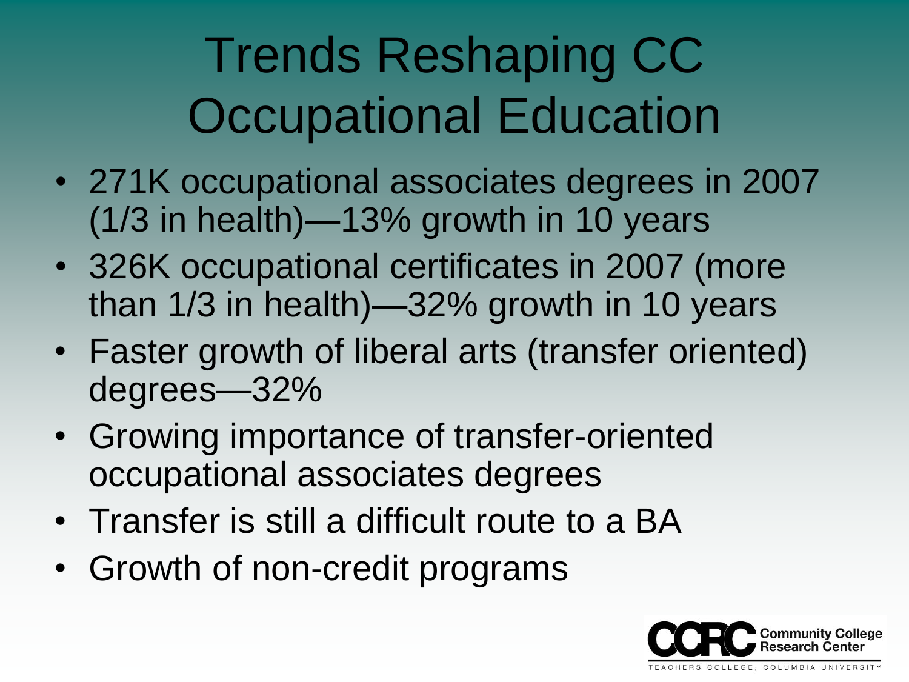# Trends Reshaping CC Occupational Education

- 271K occupational associates degrees in 2007 (1/3 in health)—13% growth in 10 years
- 326K occupational certificates in 2007 (more than 1/3 in health)—32% growth in 10 years
- Faster growth of liberal arts (transfer oriented) degrees—32%
- Growing importance of transfer-oriented occupational associates degrees
- Transfer is still a difficult route to a BA
- Growth of non-credit programs

CCRC Community College Research Center
TEACHERS COLLEGE, COLUMBIA UNIVERSITY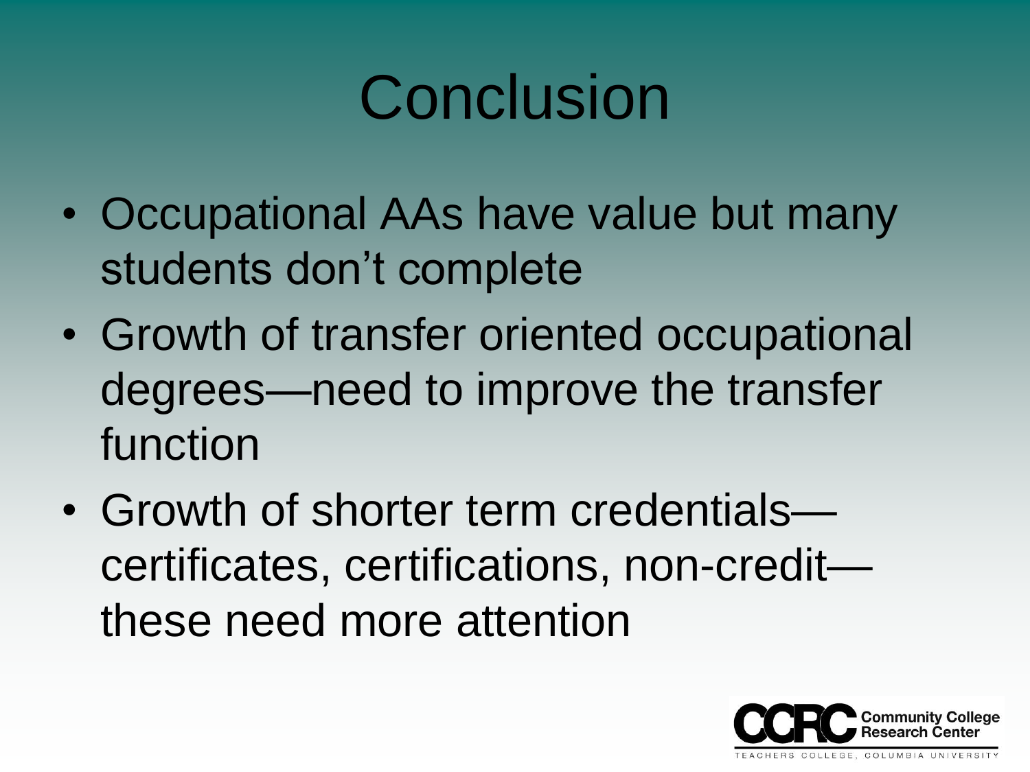# Conclusion

- Occupational AAs have value but many students don't complete
- Growth of transfer oriented occupational degrees—need to improve the transfer function
- Growth of shorter term credentials—certificates, certifications, non-credit—these need more attention

CCRC Community College Research Center
TEACHERS COLLEGE, COLUMBIA UNIVERSITY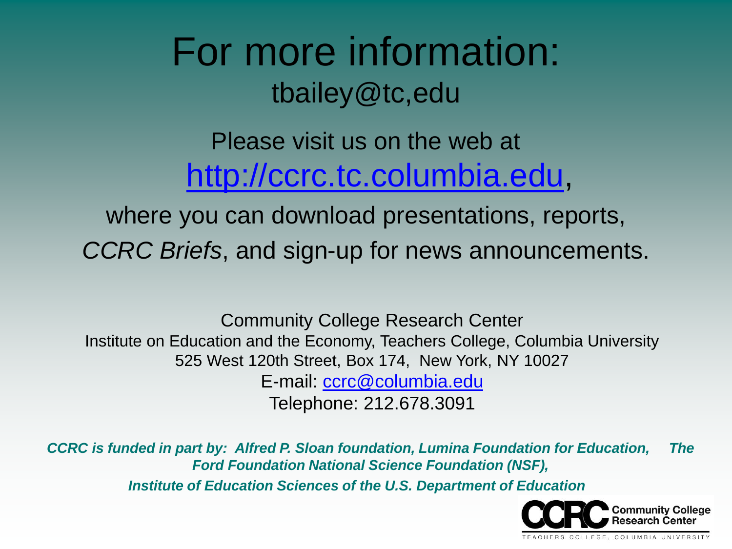# For more information:

tbailey@tc,edu

Please visit us on the web at
http://ccrc.tc.columbia.edu,

where you can download presentations, reports, *CCRC Briefs*, and sign-up for news announcements.

Community College Research Center
Institute on Education and the Economy, Teachers College, Columbia University
525 West 120th Street, Box 174, New York, NY 10027
E-mail: ccrc@columbia.edu
Telephone: 212.678.3091

***CCRC is funded in part by: Alfred P. Sloan foundation, Lumina Foundation for Education, The Ford Foundation National Science Foundation (NSF),***
***Institute of Education Sciences of the U.S. Department of Education***

CCRC Community College Research Center
TEACHERS COLLEGE, COLUMBIA UNIVERSITY